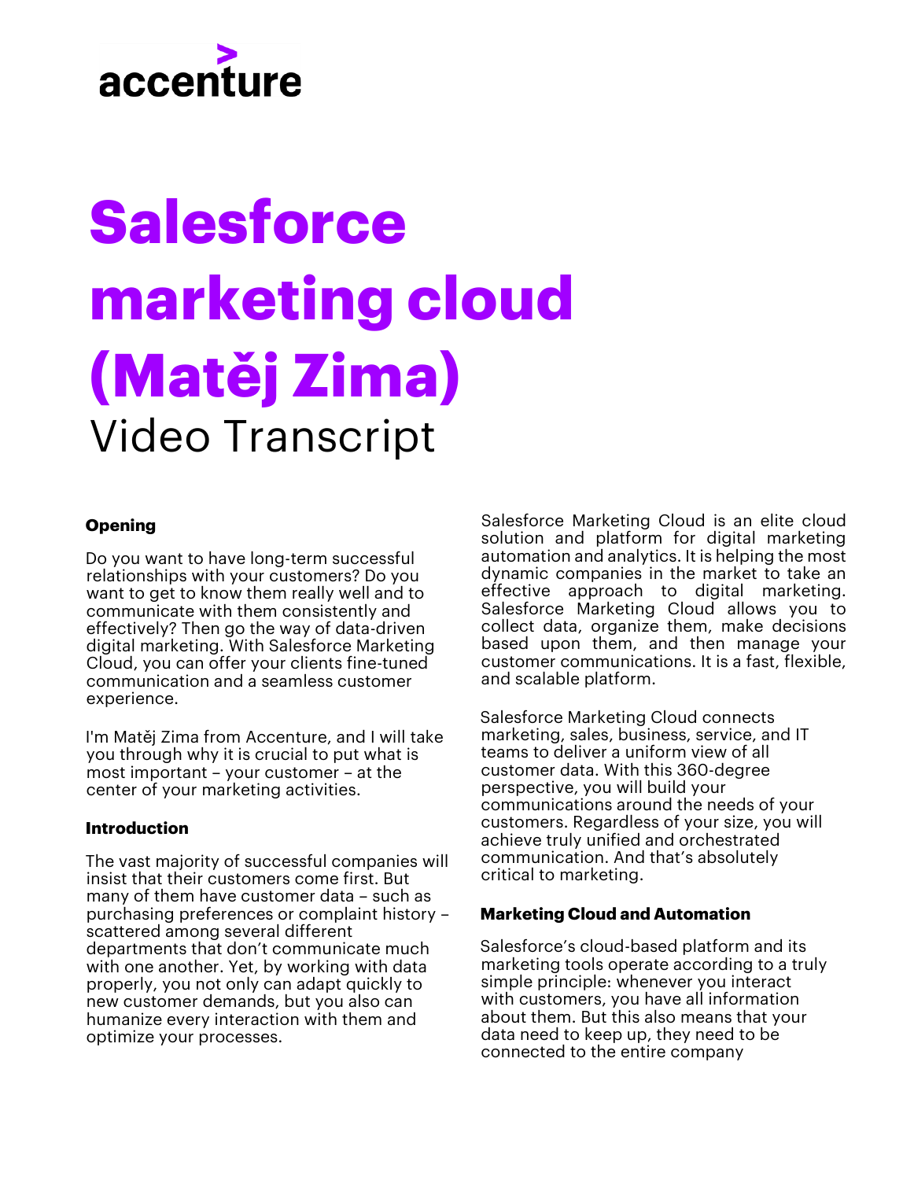accenture

# Salesforce marketing cloud (Matěj Zima)

Video Transcript

### Opening

Do you want to have long-term successful relationships with your customers? Do you want to get to know them really well and to communicate with them consistently and effectively? Then go the way of data-driven digital marketing. With Salesforce Marketing Cloud, you can offer your clients fine-tuned communication and a seamless customer experience.

I'm Matěj Zima from Accenture, and I will take you through why it is crucial to put what is most important – your customer – at the center of your marketing activities.

### Introduction

The vast majority of successful companies will insist that their customers come first. But many of them have customer data – such as purchasing preferences or complaint history – scattered among several different departments that don't communicate much with one another. Yet, by working with data properly, you not only can adapt quickly to new customer demands, but you also can humanize every interaction with them and optimize your processes.

Salesforce Marketing Cloud is an elite cloud solution and platform for digital marketing automation and analytics. It is helping the most dynamic companies in the market to take an effective approach to digital marketing. Salesforce Marketing Cloud allows you to collect data, organize them, make decisions based upon them, and then manage your customer communications. It is a fast, flexible, and scalable platform.

Salesforce Marketing Cloud connects marketing, sales, business, service, and IT teams to deliver a uniform view of all customer data. With this 360-degree perspective, you will build your communications around the needs of your customers. Regardless of your size, you will achieve truly unified and orchestrated communication. And that's absolutely critical to marketing.

### Marketing Cloud and Automation

Salesforce's cloud-based platform and its marketing tools operate according to a truly simple principle: whenever you interact with customers, you have all information about them. But this also means that your data need to keep up, they need to be connected to the entire company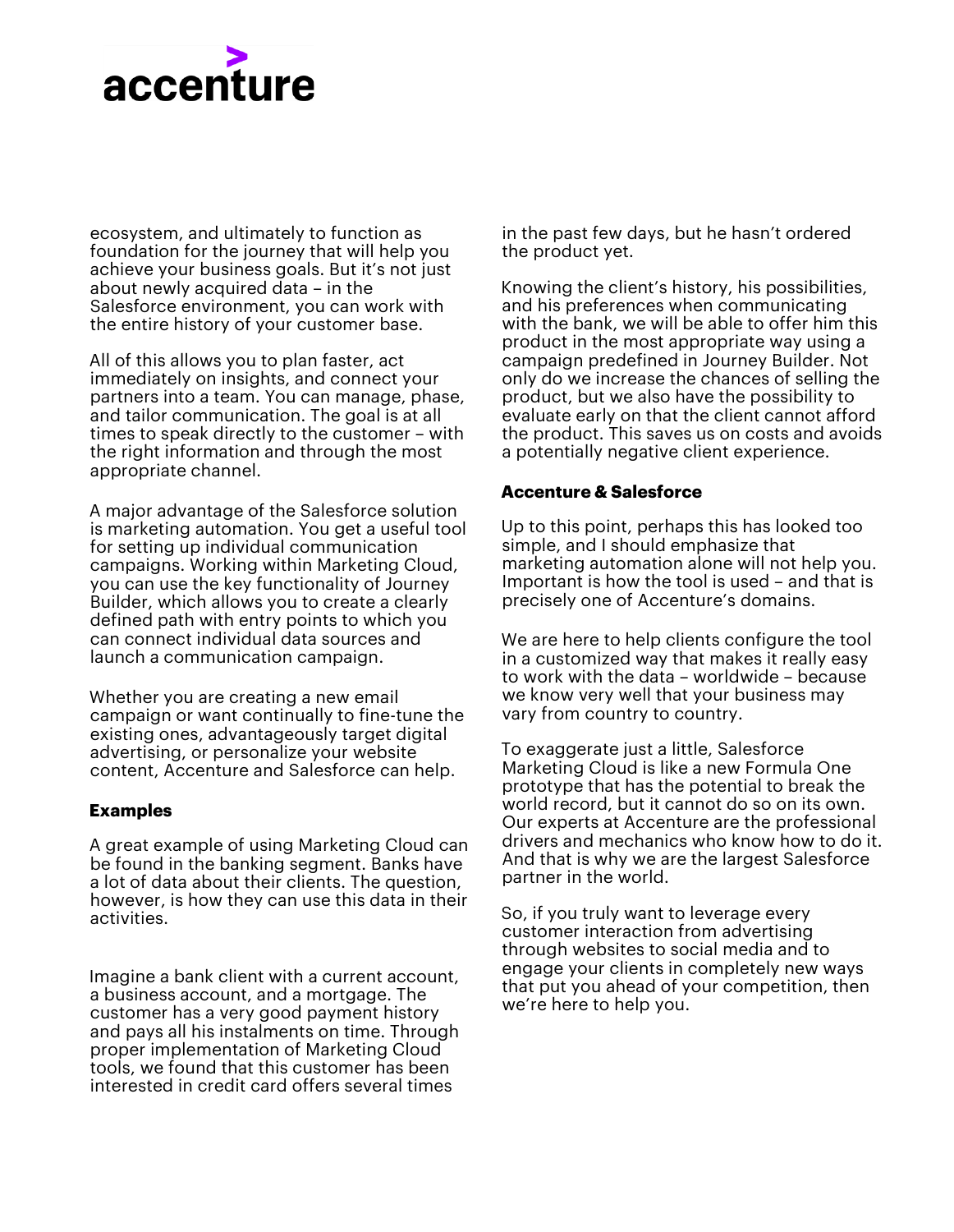ecosystem, and ultimately to function as foundation for the journey that will help you achieve your business goals. But it's not just about newly acquired data – in the Salesforce environment, you can work with the entire history of your customer base.

All of this allows you to plan faster, act immediately on insights, and connect your partners into a team. You can manage, phase, and tailor communication. The goal is at all times to speak directly to the customer – with the right information and through the most appropriate channel.

A major advantage of the Salesforce solution is marketing automation. You get a useful tool for setting up individual communication campaigns. Working within Marketing Cloud, you can use the key functionality of Journey Builder, which allows you to create a clearly defined path with entry points to which you can connect individual data sources and launch a communication campaign.

Whether you are creating a new email campaign or want continually to fine-tune the existing ones, advantageously target digital advertising, or personalize your website content, Accenture and Salesforce can help.

**Examples**

A great example of using Marketing Cloud can be found in the banking segment. Banks have a lot of data about their clients. The question, however, is how they can use this data in their activities.

Imagine a bank client with a current account, a business account, and a mortgage. The customer has a very good payment history and pays all his instalments on time. Through proper implementation of Marketing Cloud tools, we found that this customer has been interested in credit card offers several times in the past few days, but he hasn't ordered the product yet.

Knowing the client's history, his possibilities, and his preferences when communicating with the bank, we will be able to offer him this product in the most appropriate way using a campaign predefined in Journey Builder. Not only do we increase the chances of selling the product, but we also have the possibility to evaluate early on that the client cannot afford the product. This saves us on costs and avoids a potentially negative client experience.

**Accenture & Salesforce**

Up to this point, perhaps this has looked too simple, and I should emphasize that marketing automation alone will not help you. Important is how the tool is used – and that is precisely one of Accenture's domains.

We are here to help clients configure the tool in a customized way that makes it really easy to work with the data – worldwide – because we know very well that your business may vary from country to country.

To exaggerate just a little, Salesforce Marketing Cloud is like a new Formula One prototype that has the potential to break the world record, but it cannot do so on its own. Our experts at Accenture are the professional drivers and mechanics who know how to do it. And that is why we are the largest Salesforce partner in the world.

So, if you truly want to leverage every customer interaction from advertising through websites to social media and to engage your clients in completely new ways that put you ahead of your competition, then we're here to help you.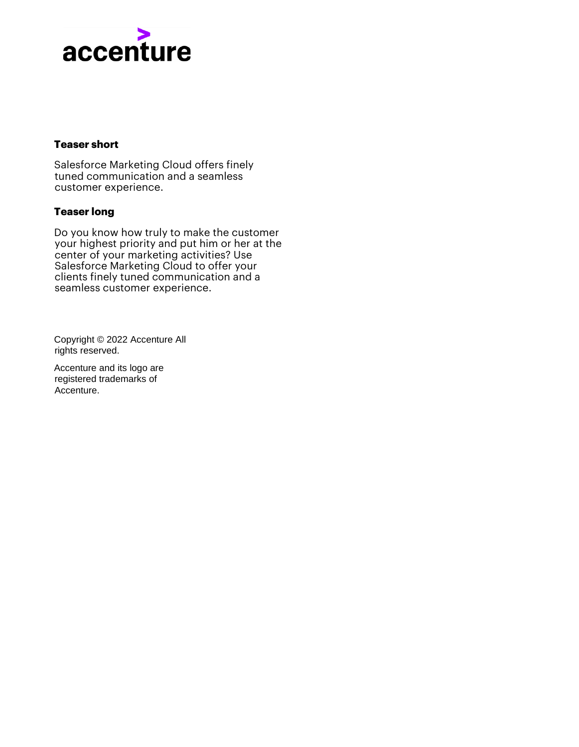accenture

**Teaser short**

Salesforce Marketing Cloud offers finely tuned communication and a seamless customer experience.

**Teaser long**

Do you know how truly to make the customer your highest priority and put him or her at the center of your marketing activities? Use Salesforce Marketing Cloud to offer your clients finely tuned communication and a seamless customer experience.

Copyright © 2022 Accenture All rights reserved.

Accenture and its logo are registered trademarks of Accenture.